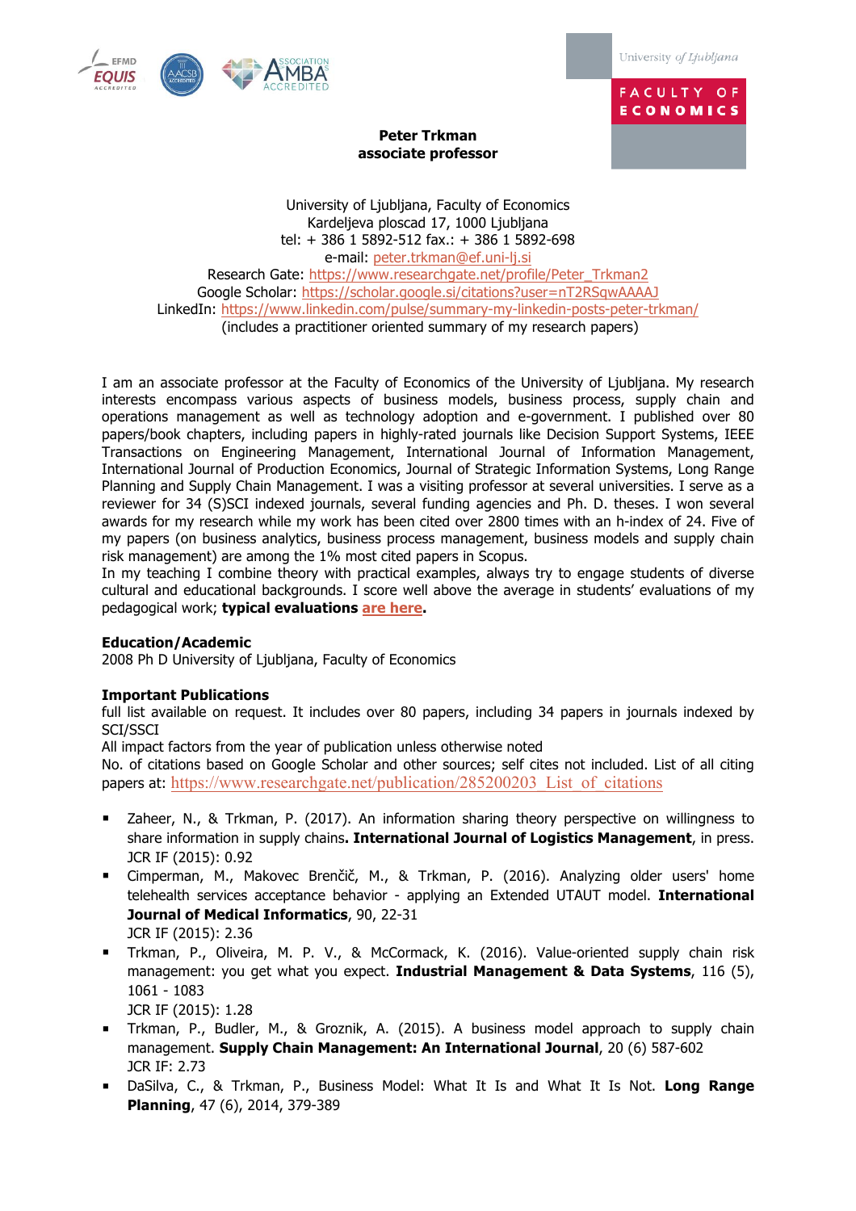**Peter Trkman**
**associate professor**

University of Ljubljana, Faculty of Economics
Kardeljeva ploscad 17, 1000 Ljubljana
tel: + 386 1 5892-512 fax.: + 386 1 5892-698
e-mail: peter.trkman@ef.uni-lj.si
Research Gate: https://www.researchgate.net/profile/Peter_Trkman2
Google Scholar: https://scholar.google.si/citations?user=nT2RSqwAAAAJ
LinkedIn: https://www.linkedin.com/pulse/summary-my-linkedin-posts-peter-trkman/
(includes a practitioner oriented summary of my research papers)

I am an associate professor at the Faculty of Economics of the University of Ljubljana. My research interests encompass various aspects of business models, business process, supply chain and operations management as well as technology adoption and e-government. I published over 80 papers/book chapters, including papers in highly-rated journals like Decision Support Systems, IEEE Transactions on Engineering Management, International Journal of Information Management, International Journal of Production Economics, Journal of Strategic Information Systems, Long Range Planning and Supply Chain Management. I was a visiting professor at several universities. I serve as a reviewer for 34 (S)SCI indexed journals, several funding agencies and Ph. D. theses. I won several awards for my research while my work has been cited over 2800 times with an h-index of 24. Five of my papers (on business analytics, business process management, business models and supply chain risk management) are among the 1% most cited papers in Scopus.
In my teaching I combine theory with practical examples, always try to engage students of diverse cultural and educational backgrounds. I score well above the average in students' evaluations of my pedagogical work; **typical evaluations are here.**

**Education/Academic**
2008 Ph D University of Ljubljana, Faculty of Economics

**Important Publications**
full list available on request. It includes over 80 papers, including 34 papers in journals indexed by SCI/SSCI
All impact factors from the year of publication unless otherwise noted
No. of citations based on Google Scholar and other sources; self cites not included. List of all citing papers at: https://www.researchgate.net/publication/285200203_List_of_citations

- Zaheer, N., & Trkman, P. (2017). An information sharing theory perspective on willingness to share information in supply chains**. International Journal of Logistics Management**, in press. JCR IF (2015): 0.92
- Cimperman, M., Makovec Brenčič, M., & Trkman, P. (2016). Analyzing older users' home telehealth services acceptance behavior - applying an Extended UTAUT model. **International Journal of Medical Informatics**, 90, 22-31
  JCR IF (2015): 2.36
- Trkman, P., Oliveira, M. P. V., & McCormack, K. (2016). Value-oriented supply chain risk management: you get what you expect. **Industrial Management & Data Systems**, 116 (5), 1061 - 1083
  JCR IF (2015): 1.28
- Trkman, P., Budler, M., & Groznik, A. (2015). A business model approach to supply chain management. **Supply Chain Management: An International Journal**, 20 (6) 587-602
  JCR IF: 2.73
- DaSilva, C., & Trkman, P., Business Model: What It Is and What It Is Not. **Long Range Planning**, 47 (6), 2014, 379-389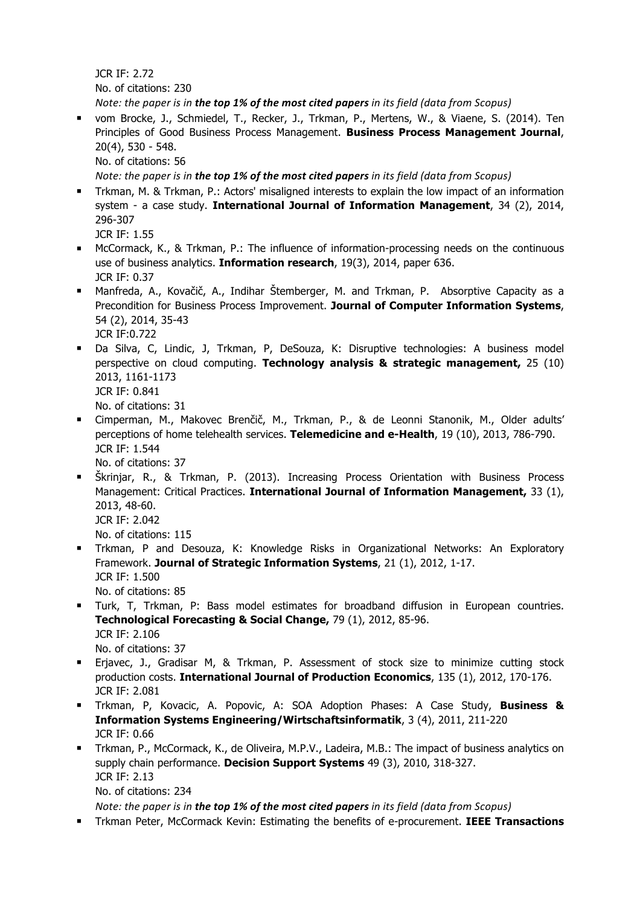JCR IF: 2.72
No. of citations: 230
*Note: the paper is in **the top 1% of the most cited papers** in its field (data from Scopus)*

- vom Brocke, J., Schmiedel, T., Recker, J., Trkman, P., Mertens, W., & Viaene, S. (2014). Ten Principles of Good Business Process Management. **Business Process Management Journal**, 20(4), 530 - 548.
  No. of citations: 56
  *Note: the paper is in **the top 1% of the most cited papers** in its field (data from Scopus)*
- Trkman, M. & Trkman, P.: Actors' misaligned interests to explain the low impact of an information system - a case study. **International Journal of Information Management**, 34 (2), 2014, 296-307
  JCR IF: 1.55
- McCormack, K., & Trkman, P.: The influence of information-processing needs on the continuous use of business analytics. **Information research**, 19(3), 2014, paper 636.
  JCR IF: 0.37
- Manfreda, A., Kovačič, A., Indihar Štemberger, M. and Trkman, P. Absorptive Capacity as a Precondition for Business Process Improvement. **Journal of Computer Information Systems**, 54 (2), 2014, 35-43
  JCR IF:0.722
- Da Silva, C, Lindic, J, Trkman, P, DeSouza, K: Disruptive technologies: A business model perspective on cloud computing. **Technology analysis & strategic management,** 25 (10) 2013, 1161-1173
  JCR IF: 0.841
  No. of citations: 31
- Cimperman, M., Makovec Brenčič, M., Trkman, P., & de Leonni Stanonik, M., Older adults' perceptions of home telehealth services. **Telemedicine and e-Health**, 19 (10), 2013, 786-790.
  JCR IF: 1.544
  No. of citations: 37
- Škrinjar, R., & Trkman, P. (2013). Increasing Process Orientation with Business Process Management: Critical Practices. **International Journal of Information Management,** 33 (1), 2013, 48-60.
  JCR IF: 2.042
  No. of citations: 115
- Trkman, P and Desouza, K: Knowledge Risks in Organizational Networks: An Exploratory Framework. **Journal of Strategic Information Systems**, 21 (1), 2012, 1-17.
  JCR IF: 1.500
  No. of citations: 85
- Turk, T, Trkman, P: Bass model estimates for broadband diffusion in European countries. **Technological Forecasting & Social Change,** 79 (1), 2012, 85-96.
  JCR IF: 2.106
  No. of citations: 37
- Erjavec, J., Gradisar M, & Trkman, P. Assessment of stock size to minimize cutting stock production costs. **International Journal of Production Economics**, 135 (1), 2012, 170-176.
  JCR IF: 2.081
- Trkman, P, Kovacic, A. Popovic, A: SOA Adoption Phases: A Case Study, **Business & Information Systems Engineering/Wirtschaftsinformatik**, 3 (4), 2011, 211-220
  JCR IF: 0.66
- Trkman, P., McCormack, K., de Oliveira, M.P.V., Ladeira, M.B.: The impact of business analytics on supply chain performance. **Decision Support Systems** 49 (3), 2010, 318-327.
  JCR IF: 2.13
  No. of citations: 234
  *Note: the paper is in **the top 1% of the most cited papers** in its field (data from Scopus)*
- Trkman Peter, McCormack Kevin: Estimating the benefits of e-procurement. **IEEE Transactions**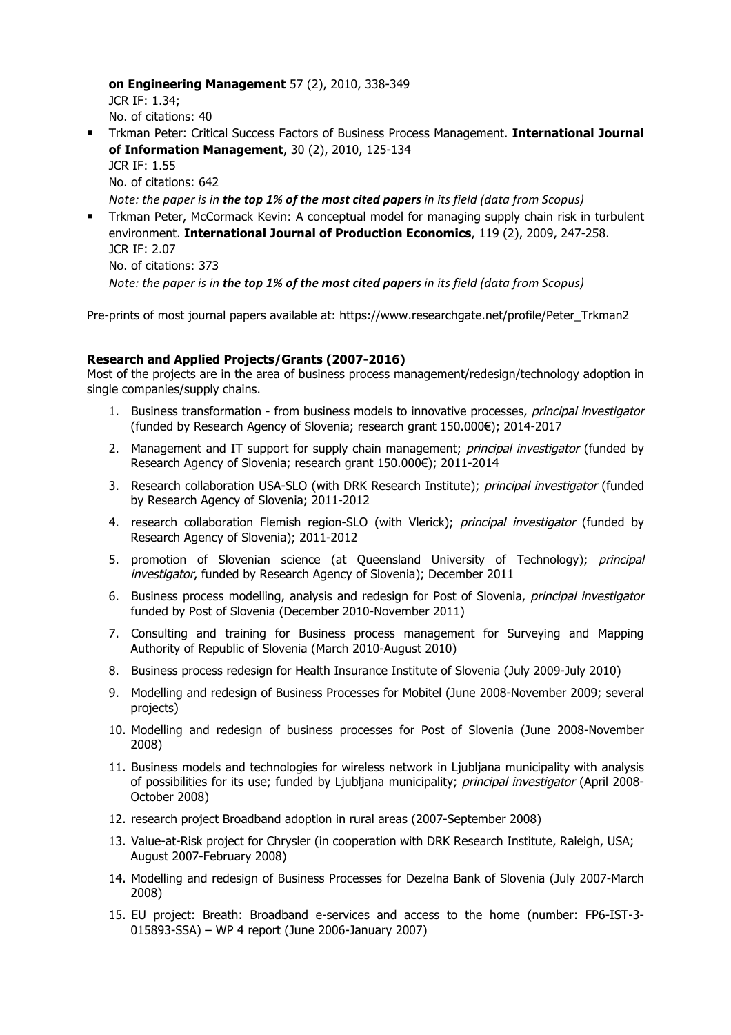**on Engineering Management** 57 (2), 2010, 338-349
JCR IF: 1.34;
No. of citations: 40

- Trkman Peter: Critical Success Factors of Business Process Management. **International Journal of Information Management**, 30 (2), 2010, 125-134
  JCR IF: 1.55
  No. of citations: 642
  *Note: the paper is in* ***the top 1% of the most cited papers*** *in its field (data from Scopus)*
- Trkman Peter, McCormack Kevin: A conceptual model for managing supply chain risk in turbulent environment. **International Journal of Production Economics**, 119 (2), 2009, 247-258.
  JCR IF: 2.07
  No. of citations: 373
  *Note: the paper is in* ***the top 1% of the most cited papers*** *in its field (data from Scopus)*

Pre-prints of most journal papers available at: https://www.researchgate.net/profile/Peter_Trkman2

**Research and Applied Projects/Grants (2007-2016)**

Most of the projects are in the area of business process management/redesign/technology adoption in single companies/supply chains.

1. Business transformation - from business models to innovative processes, *principal investigator* (funded by Research Agency of Slovenia; research grant 150.000€); 2014-2017
2. Management and IT support for supply chain management; *principal investigator* (funded by Research Agency of Slovenia; research grant 150.000€); 2011-2014
3. Research collaboration USA-SLO (with DRK Research Institute); *principal investigator* (funded by Research Agency of Slovenia; 2011-2012
4. research collaboration Flemish region-SLO (with Vlerick); *principal investigator* (funded by Research Agency of Slovenia); 2011-2012
5. promotion of Slovenian science (at Queensland University of Technology); *principal investigator*, funded by Research Agency of Slovenia); December 2011
6. Business process modelling, analysis and redesign for Post of Slovenia, *principal investigator* funded by Post of Slovenia (December 2010-November 2011)
7. Consulting and training for Business process management for Surveying and Mapping Authority of Republic of Slovenia (March 2010-August 2010)
8. Business process redesign for Health Insurance Institute of Slovenia (July 2009-July 2010)
9. Modelling and redesign of Business Processes for Mobitel (June 2008-November 2009; several projects)
10. Modelling and redesign of business processes for Post of Slovenia (June 2008-November 2008)
11. Business models and technologies for wireless network in Ljubljana municipality with analysis of possibilities for its use; funded by Ljubljana municipality; *principal investigator* (April 2008-October 2008)
12. research project Broadband adoption in rural areas (2007-September 2008)
13. Value-at-Risk project for Chrysler (in cooperation with DRK Research Institute, Raleigh, USA; August 2007-February 2008)
14. Modelling and redesign of Business Processes for Dezelna Bank of Slovenia (July 2007-March 2008)
15. EU project: Breath: Broadband e-services and access to the home (number: FP6-IST-3-015893-SSA) – WP 4 report (June 2006-January 2007)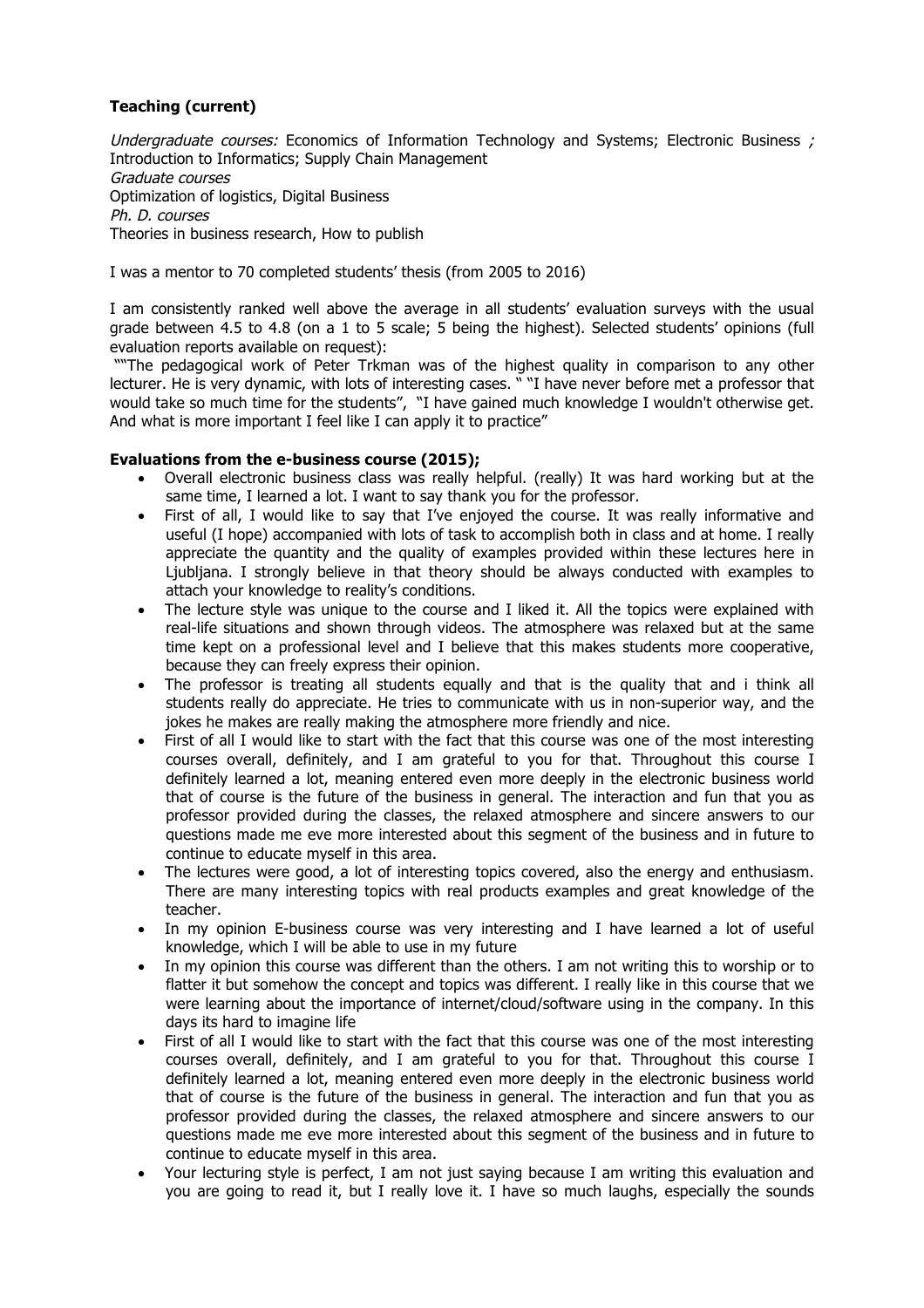**Teaching (current)**

*Undergraduate courses:* Economics of Information Technology and Systems; Electronic Business *;* Introduction to Informatics; Supply Chain Management
*Graduate courses*
Optimization of logistics, Digital Business
*Ph. D. courses*
Theories in business research, How to publish

I was a mentor to 70 completed students' thesis (from 2005 to 2016)

I am consistently ranked well above the average in all students' evaluation surveys with the usual grade between 4.5 to 4.8 (on a 1 to 5 scale; 5 being the highest). Selected students' opinions (full evaluation reports available on request):

""The pedagogical work of Peter Trkman was of the highest quality in comparison to any other lecturer. He is very dynamic, with lots of interesting cases. " "I have never before met a professor that would take so much time for the students", "I have gained much knowledge I wouldn't otherwise get. And what is more important I feel like I can apply it to practice"

**Evaluations from the e-business course (2015);**

- Overall electronic business class was really helpful. (really) It was hard working but at the same time, I learned a lot. I want to say thank you for the professor.
- First of all, I would like to say that I've enjoyed the course. It was really informative and useful (I hope) accompanied with lots of task to accomplish both in class and at home. I really appreciate the quantity and the quality of examples provided within these lectures here in Ljubljana. I strongly believe in that theory should be always conducted with examples to attach your knowledge to reality's conditions.
- The lecture style was unique to the course and I liked it. All the topics were explained with real-life situations and shown through videos. The atmosphere was relaxed but at the same time kept on a professional level and I believe that this makes students more cooperative, because they can freely express their opinion.
- The professor is treating all students equally and that is the quality that and i think all students really do appreciate. He tries to communicate with us in non-superior way, and the jokes he makes are really making the atmosphere more friendly and nice.
- First of all I would like to start with the fact that this course was one of the most interesting courses overall, definitely, and I am grateful to you for that. Throughout this course I definitely learned a lot, meaning entered even more deeply in the electronic business world that of course is the future of the business in general. The interaction and fun that you as professor provided during the classes, the relaxed atmosphere and sincere answers to our questions made me eve more interested about this segment of the business and in future to continue to educate myself in this area.
- The lectures were good, a lot of interesting topics covered, also the energy and enthusiasm. There are many interesting topics with real products examples and great knowledge of the teacher.
- In my opinion E-business course was very interesting and I have learned a lot of useful knowledge, which I will be able to use in my future
- In my opinion this course was different than the others. I am not writing this to worship or to flatter it but somehow the concept and topics was different. I really like in this course that we were learning about the importance of internet/cloud/software using in the company. In this days its hard to imagine life
- First of all I would like to start with the fact that this course was one of the most interesting courses overall, definitely, and I am grateful to you for that. Throughout this course I definitely learned a lot, meaning entered even more deeply in the electronic business world that of course is the future of the business in general. The interaction and fun that you as professor provided during the classes, the relaxed atmosphere and sincere answers to our questions made me eve more interested about this segment of the business and in future to continue to educate myself in this area.
- Your lecturing style is perfect, I am not just saying because I am writing this evaluation and you are going to read it, but I really love it. I have so much laughs, especially the sounds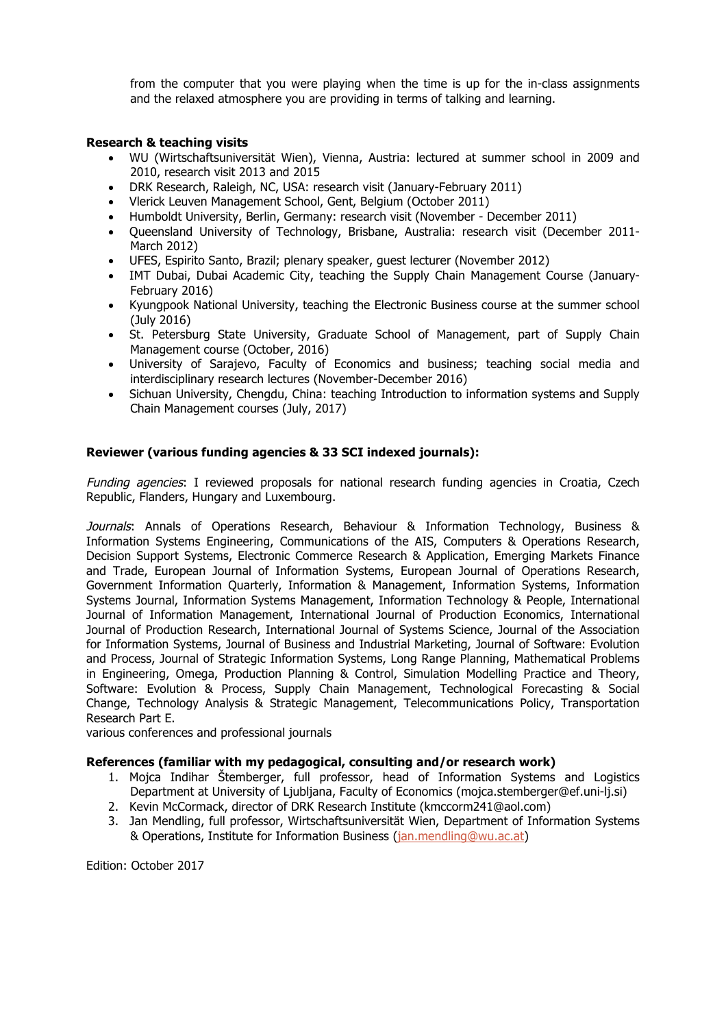from the computer that you were playing when the time is up for the in-class assignments and the relaxed atmosphere you are providing in terms of talking and learning.

**Research & teaching visits**

- WU (Wirtschaftsuniversität Wien), Vienna, Austria: lectured at summer school in 2009 and 2010, research visit 2013 and 2015
- DRK Research, Raleigh, NC, USA: research visit (January-February 2011)
- Vlerick Leuven Management School, Gent, Belgium (October 2011)
- Humboldt University, Berlin, Germany: research visit (November - December 2011)
- Queensland University of Technology, Brisbane, Australia: research visit (December 2011-March 2012)
- UFES, Espirito Santo, Brazil; plenary speaker, guest lecturer (November 2012)
- IMT Dubai, Dubai Academic City, teaching the Supply Chain Management Course (January-February 2016)
- Kyungpook National University, teaching the Electronic Business course at the summer school (July 2016)
- St. Petersburg State University, Graduate School of Management, part of Supply Chain Management course (October, 2016)
- University of Sarajevo, Faculty of Economics and business; teaching social media and interdisciplinary research lectures (November-December 2016)
- Sichuan University, Chengdu, China: teaching Introduction to information systems and Supply Chain Management courses (July, 2017)

**Reviewer (various funding agencies & 33 SCI indexed journals):**

*Funding agencies*: I reviewed proposals for national research funding agencies in Croatia, Czech Republic, Flanders, Hungary and Luxembourg.

*Journals*: Annals of Operations Research, Behaviour & Information Technology, Business & Information Systems Engineering, Communications of the AIS, Computers & Operations Research, Decision Support Systems, Electronic Commerce Research & Application, Emerging Markets Finance and Trade, European Journal of Information Systems, European Journal of Operations Research, Government Information Quarterly, Information & Management, Information Systems, Information Systems Journal, Information Systems Management, Information Technology & People, International Journal of Information Management, International Journal of Production Economics, International Journal of Production Research, International Journal of Systems Science, Journal of the Association for Information Systems, Journal of Business and Industrial Marketing, Journal of Software: Evolution and Process, Journal of Strategic Information Systems, Long Range Planning, Mathematical Problems in Engineering, Omega, Production Planning & Control, Simulation Modelling Practice and Theory, Software: Evolution & Process, Supply Chain Management, Technological Forecasting & Social Change, Technology Analysis & Strategic Management, Telecommunications Policy, Transportation Research Part E.

various conferences and professional journals

**References (familiar with my pedagogical, consulting and/or research work)**

1. Mojca Indihar Štemberger, full professor, head of Information Systems and Logistics Department at University of Ljubljana, Faculty of Economics (mojca.stemberger@ef.uni-lj.si)
2. Kevin McCormack, director of DRK Research Institute (kmccorm241@aol.com)
3. Jan Mendling, full professor, Wirtschaftsuniversität Wien, Department of Information Systems & Operations, Institute for Information Business (jan.mendling@wu.ac.at)

Edition: October 2017